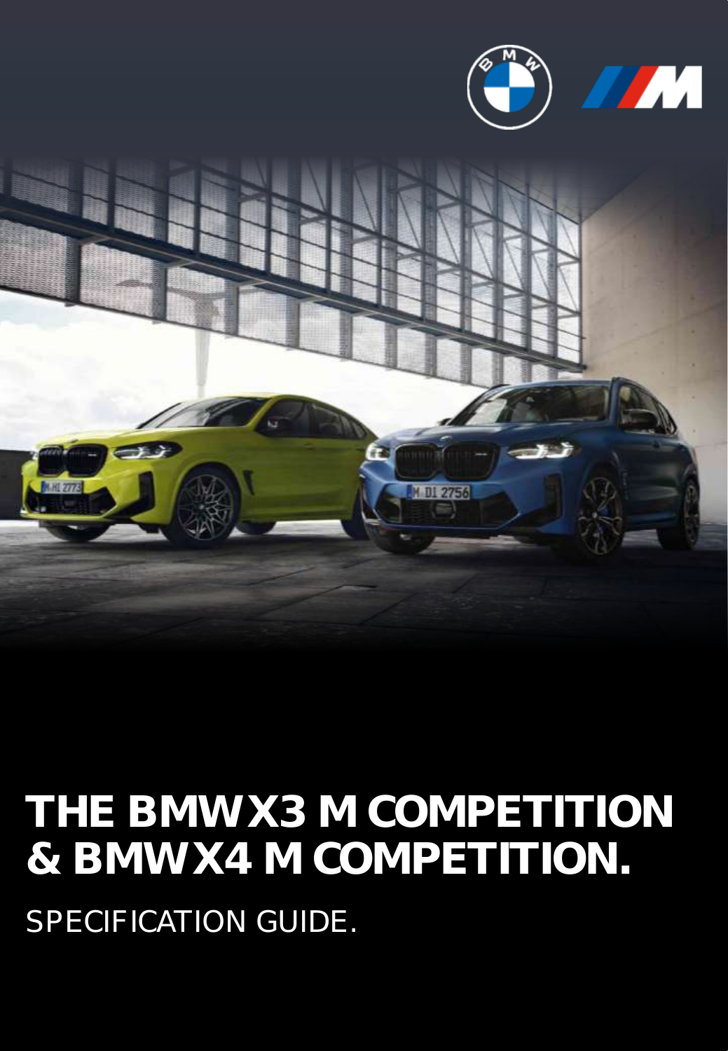# THE BMW X3 M COMPETITION & BMW X4 M COMPETITION.

SPECIFICATION GUIDE.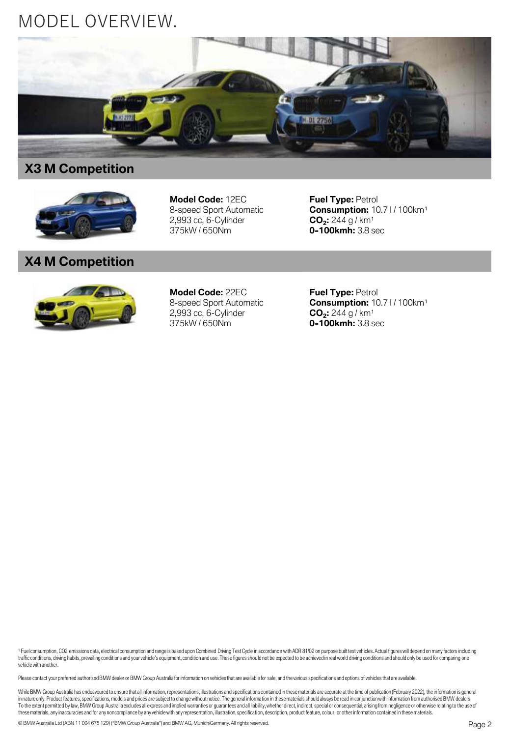# MODEL OVERVIEW.

## X3 M Competition

**Model Code:** 12EC
8-speed Sport Automatic
2,993 cc, 6-Cylinder
375kW / 650Nm

**Fuel Type:** Petrol
**Consumption:** 10.7 l / 100km[1]
**$CO_2$:** 244 g / km[1]
**0-100kmh:** 3.8 sec

## X4 M Competition

**Model Code:** 22EC
8-speed Sport Automatic
2,993 cc, 6-Cylinder
375kW / 650Nm

**Fuel Type:** Petrol
**Consumption:** 10.7 l / 100km[1]
**$CO_2$:** 244 g / km[1]
**0-100kmh:** 3.8 sec

[1] Fuel consumption, CO2 emissions data, electrical consumption and range is based upon Combined Driving Test Cycle in accordance with ADR 81/02 on purpose built test vehicles. Actual figures will depend on many factors including traffic conditions, driving habits, prevailing conditions and your vehicle's equipment, condition and use. These figures should not be expected to be achieved in real world driving conditions and should only be used for comparing one vehicle with another.

Please contact your preferred authorised BMW dealer or BMW Group Australia for information on vehicles that are available for sale, and the various specifications and options of vehicles that are available.

While BMW Group Australia has endeavoured to ensure that all information, representations, illustrations and specifications contained in these materials are accurate at the time of publication (February 2022), the information is general in nature only. Product features, specifications, models and prices are subject to change without notice. The general information in these materials should always be read in conjunction with information from authorised BMW dealers. To the extent permitted by law, BMW Group Australia excludes all express and implied warranties or guarantees and all liability, whether direct, indirect, special or consequential, arising from negligence or otherwise relating to the use of these materials, any inaccuracies and for any noncompliance by any vehicle with any representation, illustration, specification, description, product feature, colour, or other information contained in these materials.

© BMW Australia Ltd (ABN 11 004 675 129) ("BMW Group Australia") and BMW AG, Munich/Germany. All rights reserved.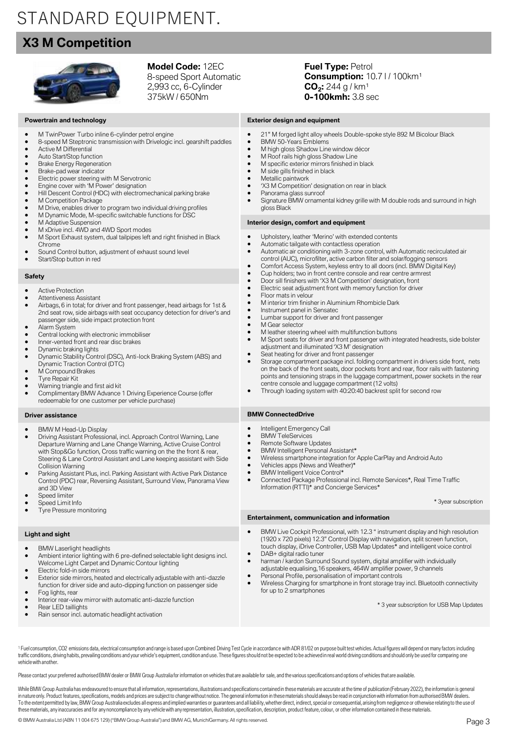# STANDARD EQUIPMENT.

## X3 M Competition

**Model Code:** 12EC
8-speed Sport Automatic
2,993 cc, 6-Cylinder
375kW / 650Nm

**Fuel Type:** Petrol
**Consumption:** 10.7 l / 100km[1]
**$CO_2$:** 244 g / km[1]
**0-100kmh:** 3.8 sec

### Powertrain and technology

- M TwinPower Turbo inline 6-cylinder petrol engine
- 8-speed M Steptronic transmission with Drivelogic incl. gearshift paddles
- Active M Differential
- Auto Start/Stop function
- Brake Energy Regeneration
- Brake-pad wear indicator
- Electric power steering with M Servotronic
- Engine cover with 'M Power' designation
- Hill Descent Control (HDC) with electromechanical parking brake
- M Competition Package
- M Drive, enables driver to program two individual driving profiles
- M Dynamic Mode, M-specific switchable functions for DSC
- M Adaptive Suspension
- M xDrive incl. 4WD and 4WD Sport modes
- M Sport Exhaust system, dual tailpipes left and right finished in Black Chrome
- Sound Control button, adjustment of exhaust sound level
- Start/Stop button in red

### Safety

- Active Protection
- Attentiveness Assistant
- Airbags, 6 in total; for driver and front passenger, head airbags for 1st & 2nd seat row, side airbags with seat occupancy detection for driver's and passenger side, side impact protection front
- Alarm System
- Central locking with electronic immobiliser
- Inner-vented front and rear disc brakes
- Dynamic braking lights
- Dynamic Stability Control (DSC), Anti-lock Braking System (ABS) and Dynamic Traction Control (DTC)
- M Compound Brakes
- Tyre Repair Kit
- Warning triangle and first aid kit
- Complimentary BMW Advance 1 Driving Experience Course (offer redeemable for one customer per vehicle purchase)

### Driver assistance

- BMW M Head-Up Display
- Driving Assistant Professional, incl. Approach Control Warning, Lane Departure Warning and Lane Change Warning, Active Cruise Control with Stop&Go function, Cross traffic warning on the the front & rear, Steering & Lane Control Assistant and Lane keeping assistant with Side Collision Warning
- Parking Assistant Plus, incl. Parking Assistant with Active Park Distance Control (PDC) rear, Reversing Assistant, Surround View, Panorama View and 3D View
- Speed limiter
- Speed Limit Info
- Tyre Pressure monitoring

### Light and sight

- BMW Laserlight headlights
- Ambient interior lighting with 6 pre-defined selectable light designs incl. Welcome Light Carpet and Dynamic Contour lighting
- Electric fold-in side mirrors
- Exterior side mirrors, heated and electrically adjustable with anti-dazzle function for driver side and auto-dipping function on passenger side
- Fog lights, rear
- Interior rear-view mirror with automatic anti-dazzle function
- Rear LED taillights
- Rain sensor incl. automatic headlight activation

### Exterior design and equipment

- 21" M forged light alloy wheels Double-spoke style 892 M Bicolour Black
- BMW 50-Years Emblems
- M high gloss Shadow Line window décor
- M Roof rails high gloss Shadow Line
- M specific exterior mirrors finished in black
- M side gills finished in black
- Metallic paintwork
- 'X3 M Competition' designation on rear in black
- Panorama glass sunroof
- Signature BMW ornamental kidney grille with M double rods and surround in high gloss Black

### Interior design, comfort and equipment

- Upholstery, leather 'Merino' with extended contents
- Automatic tailgate with contactless operation
- Automatic air conditioning with 3-zone control, with Automatic recirculated air control (AUC), microfilter, active carbon filter and solar/fogging sensors
- Comfort Access System, keyless entry to all doors (incl. BMW Digital Key)
- Cup holders; two in front centre console and rear centre armrest
- Door sill finishers with 'X3 M Competition' designation, front
- Electric seat adjustment front with memory function for driver
- Floor mats in velour
- M interior trim finisher in Aluminium Rhombicle Dark
- Instrument panel in Sensatec
- Lumbar support for driver and front passenger
- M Gear selector
- M leather steering wheel with multifunction buttons
- M Sport seats for driver and front passenger with integrated headrests, side bolster adjustment and illuminated 'X3 M' designation
- Seat heating for driver and front passenger
- Storage compartment package incl. folding compartment in drivers side front, nets on the back of the front seats, door pockets front and rear, floor rails with fastening points and tensioning straps in the luggage compartment, power sockets in the rear centre console and luggage compartment (12 volts)
- Through loading system with 40:20:40 backrest split for second row

### BMW ConnectedDrive

- Intelligent Emergency Call
- BMW TeleServices
- Remote Software Updates
- BMW Intelligent Personal Assistant*
- Wireless smartphone integration for Apple CarPlay and Android Auto
- Vehicles apps (News and Weather)*
- BMW Intelligent Voice Control*
- Connected Package Professional incl. Remote Services*, Real Time Traffic Information (RTTI)* and Concierge Services*

\* 3year subscription

### Entertainment, communication and information

- BMW Live Cockpit Professional, with 12.3 " instrument display and high resolution (1920 x 720 pixels) 12.3" Control Display with navigation, split screen function, touch display, iDrive Controller, USB Map Updates* and intelligent voice control
- DAB+ digital radio tuner
- harman / kardon Surround Sound system, digital amplifier with individually adjustable equalising,16 speakers, 464W amplifier power, 9 channels
- Personal Profile, personalisation of important controls
- Wireless Charging for smartphone in front storage tray incl. Bluetooth connectivity for up to 2 smartphones

\* 3 year subscription for USB Map Updates

[1] Fuel consumption, CO2 emissions data, electrical consumption and range is based upon Combined Driving Test Cycle in accordance with ADR 81/02 on purpose built test vehicles. Actual figures will depend on many factors including traffic conditions, driving habits, prevailing conditions and your vehicle's equipment, condition and use. These figures should not be expected to be achieved in real world driving conditions and should only be used for comparing one vehicle with another.

Please contact your preferred authorised BMW dealer or BMW Group Australia for information on vehicles that are available for sale, and the various specifications and options of vehicles that are available.

While BMW Group Australia has endeavoured to ensure that all information, representations, illustrations and specifications contained in these materials are accurate at the time of publication (February 2022), the information is general in nature only. Product features, specifications, models and prices are subject to change without notice. The general information in these materials should always be read in conjunction with information from authorised BMW dealers. To the extent permitted by law, BMW Group Australia excludes all express and implied warranties or guarantees and all liability, whether direct, indirect, special or consequential, arising from negligence or otherwise relating to the use of these materials, any inaccuracies and for any noncompliance by any vehicle with any representation, illustration, specification, description, product feature, colour, or other information contained in these materials.

© BMW Australia Ltd (ABN 11 004 675 129) ("BMW Group Australia") and BMW AG, Munich/Germany. All rights reserved.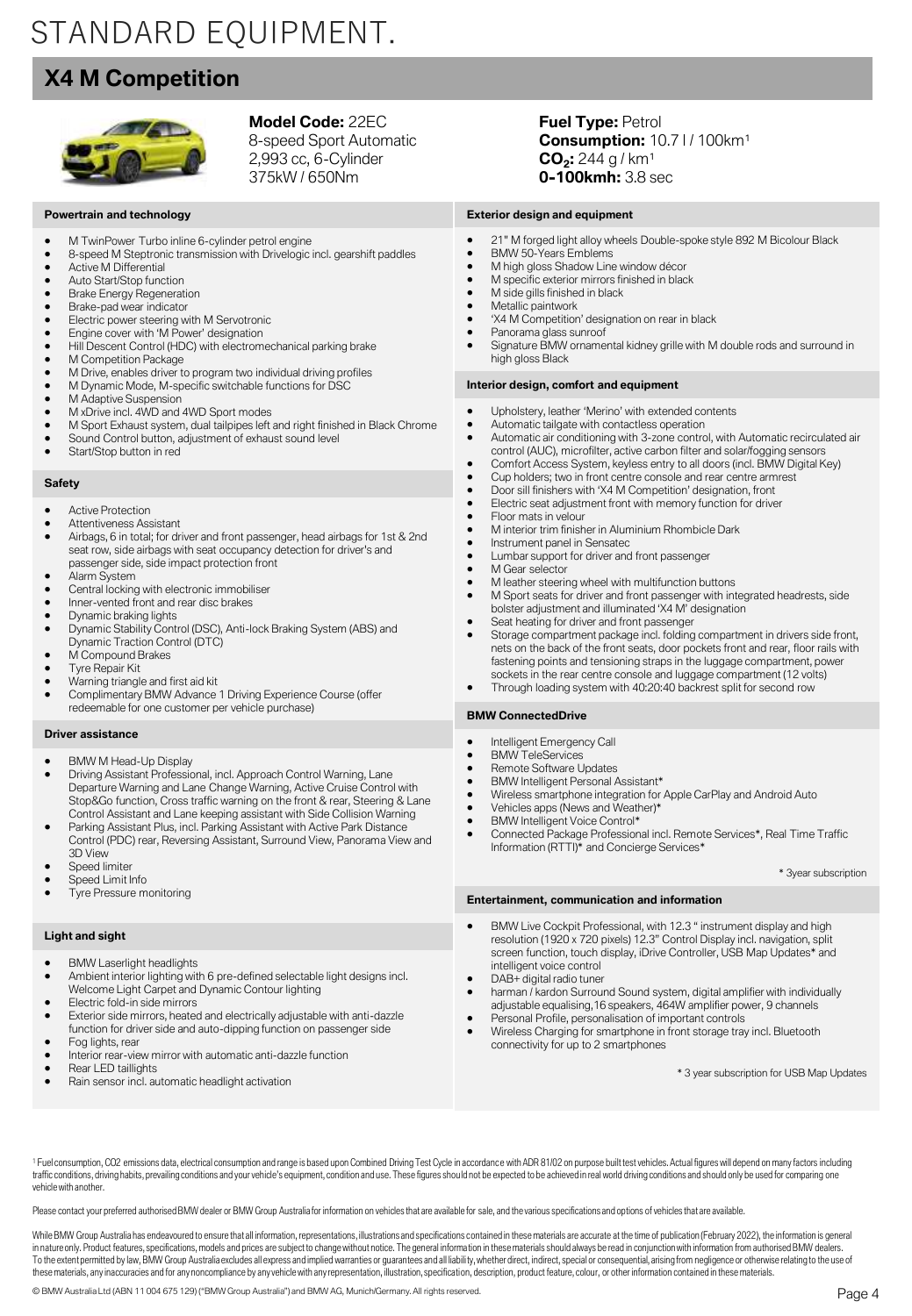# STANDARD EQUIPMENT.

## X4 M Competition

**Model Code:** 22EC
8-speed Sport Automatic
2,993 cc, 6-Cylinder
375kW / 650Nm

**Fuel Type:** Petrol
**Consumption:** 10.7 l / 100km[1]
**$CO_2$:** 244 g / km[1]
**0-100kmh:** 3.8 sec

### Powertrain and technology

- M TwinPower Turbo inline 6-cylinder petrol engine
- 8-speed M Steptronic transmission with Drivelogic incl. gearshift paddles
- Active M Differential
- Auto Start/Stop function
- Brake Energy Regeneration
- Brake-pad wear indicator
- Electric power steering with M Servotronic
- Engine cover with 'M Power' designation
- Hill Descent Control (HDC) with electromechanical parking brake
- M Competition Package
- M Drive, enables driver to program two individual driving profiles
- M Dynamic Mode, M-specific switchable functions for DSC
- M Adaptive Suspension
- M xDrive incl. 4WD and 4WD Sport modes
- M Sport Exhaust system, dual tailpipes left and right finished in Black Chrome
- Sound Control button, adjustment of exhaust sound level
- Start/Stop button in red

### Safety

- Active Protection
- Attentiveness Assistant
- Airbags, 6 in total; for driver and front passenger, head airbags for 1st & 2nd seat row, side airbags with seat occupancy detection for driver's and passenger side, side impact protection front
- Alarm System
- Central locking with electronic immobiliser
- Inner-vented front and rear disc brakes
- Dynamic braking lights
- Dynamic Stability Control (DSC), Anti-lock Braking System (ABS) and Dynamic Traction Control (DTC)
- M Compound Brakes
- Tyre Repair Kit
- Warning triangle and first aid kit
- Complimentary BMW Advance 1 Driving Experience Course (offer redeemable for one customer per vehicle purchase)

### Driver assistance

- BMW M Head-Up Display
- Driving Assistant Professional, incl. Approach Control Warning, Lane Departure Warning and Lane Change Warning, Active Cruise Control with Stop&Go function, Cross traffic warning on the front & rear, Steering & Lane Control Assistant and Lane keeping assistant with Side Collision Warning
- Parking Assistant Plus, incl. Parking Assistant with Active Park Distance Control (PDC) rear, Reversing Assistant, Surround View, Panorama View and 3D View
- Speed limiter
- Speed Limit Info
- Tyre Pressure monitoring

### Light and sight

- BMW Laserlight headlights
- Ambient interior lighting with 6 pre-defined selectable light designs incl. Welcome Light Carpet and Dynamic Contour lighting
- Electric fold-in side mirrors
- Exterior side mirrors, heated and electrically adjustable with anti-dazzle function for driver side and auto-dipping function on passenger side
- Fog lights, rear
- Interior rear-view mirror with automatic anti-dazzle function
- Rear LED taillights
- Rain sensor incl. automatic headlight activation

### Exterior design and equipment

- 21" M forged light alloy wheels Double-spoke style 892 M Bicolour Black
- BMW 50-Years Emblems
- M high gloss Shadow Line window décor
- M specific exterior mirrors finished in black
- M side gills finished in black
- Metallic paintwork
- 'X4 M Competition' designation on rear in black
- Panorama glass sunroof
- Signature BMW ornamental kidney grille with M double rods and surround in high gloss Black

### Interior design, comfort and equipment

- Upholstery, leather 'Merino' with extended contents
- Automatic tailgate with contactless operation
- Automatic air conditioning with 3-zone control, with Automatic recirculated air control (AUC), microfilter, active carbon filter and solar/fogging sensors
- Comfort Access System, keyless entry to all doors (incl. BMW Digital Key)
- Cup holders; two in front centre console and rear centre armrest
- Door sill finishers with 'X4 M Competition' designation, front
- Electric seat adjustment front with memory function for driver
- Floor mats in velour
- M interior trim finisher in Aluminium Rhombicle Dark
- Instrument panel in Sensatec
- Lumbar support for driver and front passenger
- M Gear selector
- M leather steering wheel with multifunction buttons
- M Sport seats for driver and front passenger with integrated headrests, side bolster adjustment and illuminated 'X4 M' designation
- Seat heating for driver and front passenger
- Storage compartment package incl. folding compartment in drivers side front, nets on the back of the front seats, door pockets front and rear, floor rails with fastening points and tensioning straps in the luggage compartment, power sockets in the rear centre console and luggage compartment (12 volts)
- Through loading system with 40:20:40 backrest split for second row

### BMW ConnectedDrive

- Intelligent Emergency Call
- BMW TeleServices
- Remote Software Updates
- BMW Intelligent Personal Assistant*
- Wireless smartphone integration for Apple CarPlay and Android Auto
- Vehicles apps (News and Weather)*
- BMW Intelligent Voice Control*
- Connected Package Professional incl. Remote Services*, Real Time Traffic Information (RTTI)* and Concierge Services*

\* 3year subscription

### Entertainment, communication and information

- BMW Live Cockpit Professional, with 12.3 " instrument display and high resolution (1920 x 720 pixels) 12.3" Control Display incl. navigation, split screen function, touch display, iDrive Controller, USB Map Updates* and intelligent voice control
- DAB+ digital radio tuner
- harman / kardon Surround Sound system, digital amplifier with individually adjustable equalising,16 speakers, 464W amplifier power, 9 channels
- Personal Profile, personalisation of important controls
- Wireless Charging for smartphone in front storage tray incl. Bluetooth connectivity for up to 2 smartphones

\* 3 year subscription for USB Map Updates

[1] Fuel consumption, CO2 emissions data, electrical consumption and range is based upon Combined Driving Test Cycle in accordance with ADR 81/02 on purpose built test vehicles. Actual figures will depend on many factors including traffic conditions, driving habits, prevailing conditions and your vehicle's equipment, condition and use. These figures should not be expected to be achieved in real world driving conditions and should only be used for comparing one vehicle with another.

Please contact your preferred authorised BMW dealer or BMW Group Australia for information on vehicles that are available for sale, and the various specifications and options of vehicles that are available.

While BMW Group Australia has endeavoured to ensure that all information, representations, illustrations and specifications contained in these materials are accurate at the time of publication (February 2022), the information is general in nature only. Product features, specifications, models and prices are subject to change without notice. The general information in these materials should always be read in conjunction with information from authorised BMW dealers. To the extent permitted by law, BMW Group Australia excludes all express and implied warranties or guarantees and all liability, whether direct, indirect, special or consequential, arising from negligence or otherwise relating to the use of these materials, any inaccuracies and for any noncompliance by any vehicle with any representation, illustration, specification, description, product feature, colour, or other information contained in these materials.

© BMW Australia Ltd (ABN 11 004 675 129) ("BMW Group Australia") and BMW AG, Munich/Germany. All rights reserved.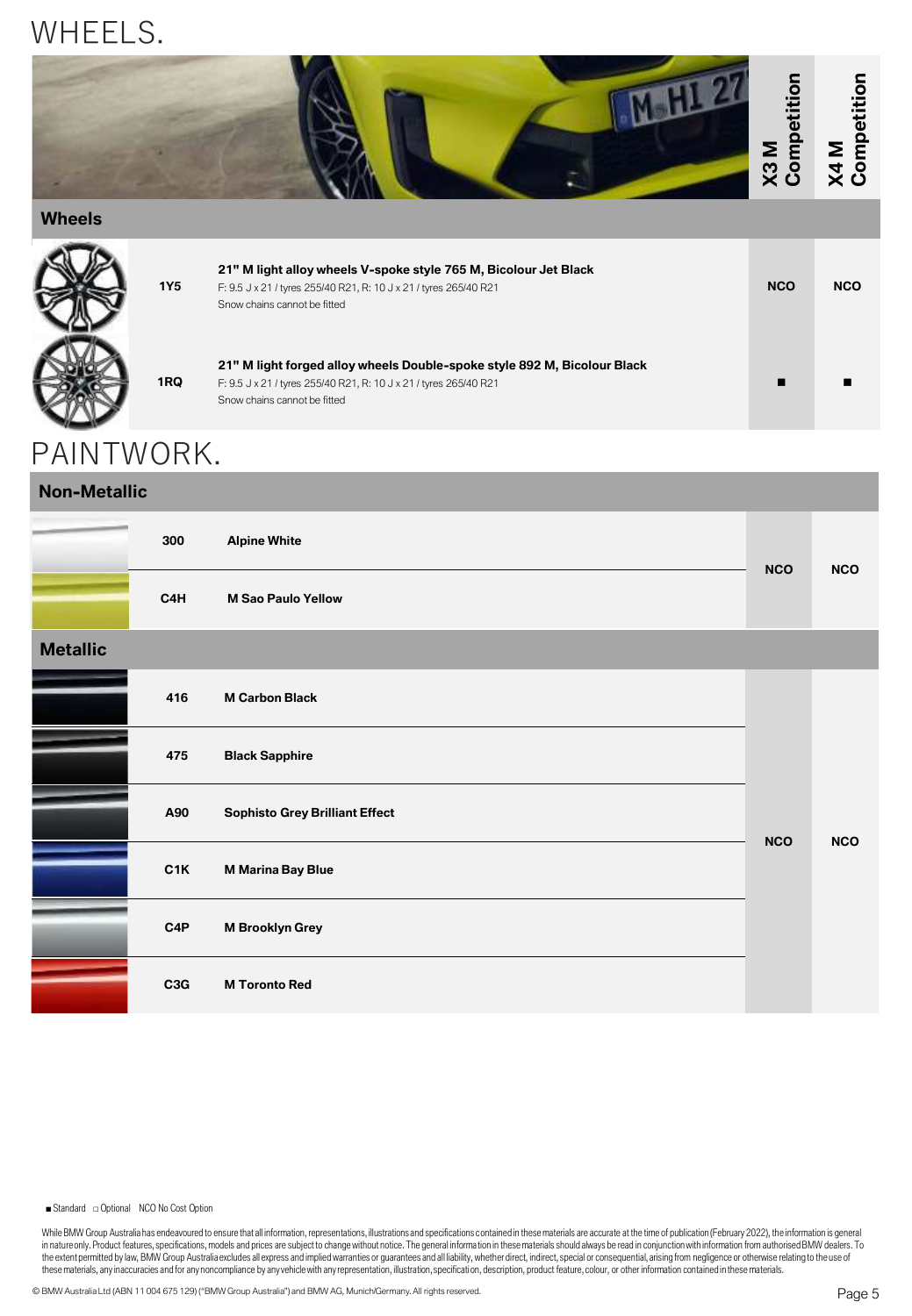# WHEELS.

| Wheels | | X3 M Competition | X4 M Competition |
|---|---|---|---|
| 1Y5 | **21" M light alloy wheels V-spoke style 765 M, Bicolour Jet Black**<br>F: 9.5 J x 21 / tyres 255/40 R21, R: 10 J x 21 / tyres 265/40 R21<br>Snow chains cannot be fitted | NCO | NCO |
| 1RQ | **21" M light forged alloy wheels Double-spoke style 892 M, Bicolour Black**<br>F: 9.5 J x 21 / tyres 255/40 R21, R: 10 J x 21 / tyres 265/40 R21<br>Snow chains cannot be fitted | ■ | ■ |

# PAINTWORK.

| Non-Metallic | | X3 M Competition | X4 M Competition |
|---|---|---|---|
| 300 | **Alpine White** | NCO | NCO |
| C4H | **M Sao Paulo Yellow** | NCO | NCO |

| Metallic | | X3 M Competition | X4 M Competition |
|---|---|---|---|
| 416 | **M Carbon Black** | NCO | NCO |
| 475 | **Black Sapphire** | NCO | NCO |
| A90 | **Sophisto Grey Brilliant Effect** | NCO | NCO |
| C1K | **M Marina Bay Blue** | NCO | NCO |
| C4P | **M Brooklyn Grey** | NCO | NCO |
| C3G | **M Toronto Red** | NCO | NCO |

■ Standard □ Optional NCO No Cost Option

While BMW Group Australia has endeavoured to ensure that all information, representations, illustrations and specifications contained in these materials are accurate at the time of publication (February 2022), the information is general in nature only. Product features, specifications, models and prices are subject to change without notice. The general information in these materials should always be read in conjunction with information from authorised BMW dealers. To the extent permitted by law, BMW Group Australia excludes all express and implied warranties or guarantees and all liability, whether direct, indirect, special or consequential, arising from negligence or otherwise relating to the use of these materials, any inaccuracies and for any noncompliance by any vehicle with any representation, illustration, specification, description, product feature, colour, or other information contained in these materials.

© BMW Australia Ltd (ABN 11 004 675 129) ("BMW Group Australia") and BMW AG, Munich/Germany. All rights reserved.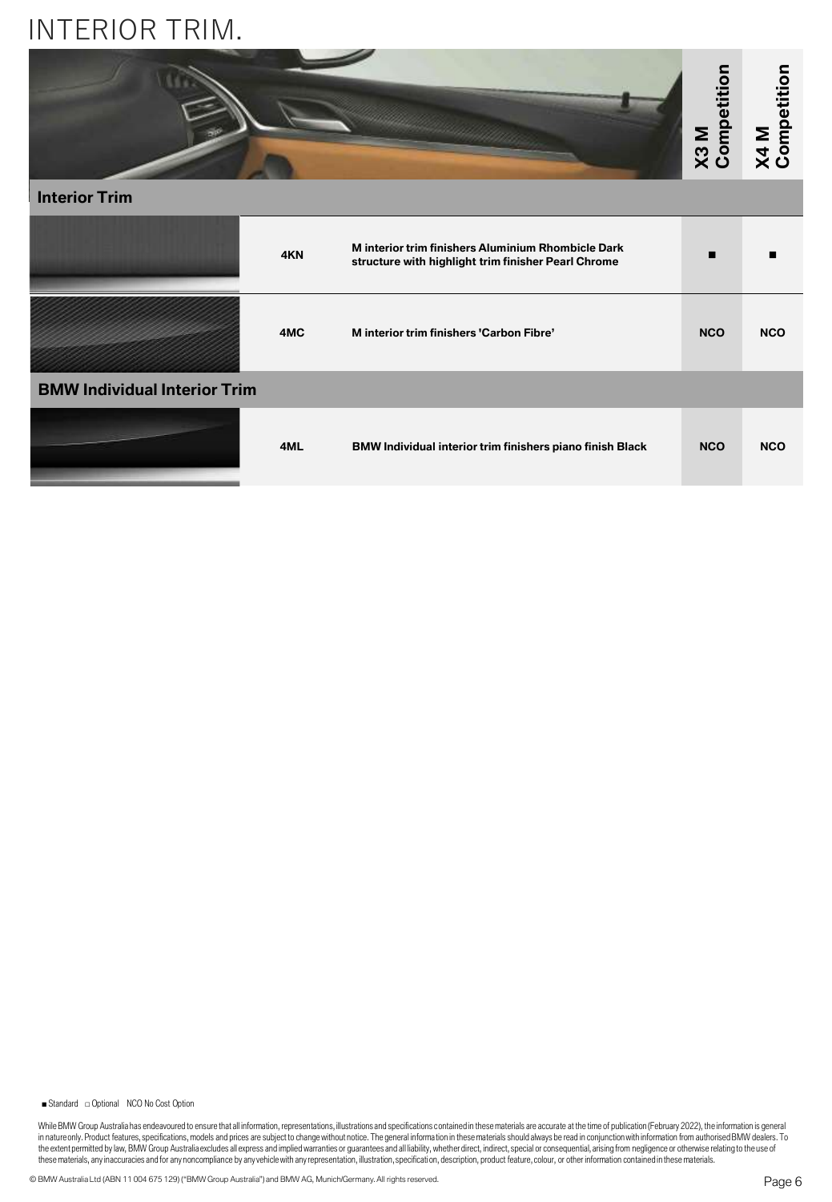# INTERIOR TRIM.

| | Code | Description | X3 M Competition | X4 M Competition |
|---|---|---|---|---|
| **Interior Trim** | | | | |
| | 4KN | M interior trim finishers Aluminium Rhombicle Dark structure with highlight trim finisher Pearl Chrome | ■ | ■ |
| | 4MC | M interior trim finishers 'Carbon Fibre' | NCO | NCO |
| **BMW Individual Interior Trim** | | | | |
| | 4ML | BMW Individual interior trim finishers piano finish Black | NCO | NCO |

■ Standard □ Optional NCO No Cost Option

While BMW Group Australia has endeavoured to ensure that all information, representations, illustrations and specifications contained in these materials are accurate at the time of publication (February 2022), the information is general in nature only. Product features, specifications, models and prices are subject to change without notice. The general information in these materials should always be read in conjunction with information from authorised BMW dealers. To the extent permitted by law, BMW Group Australia excludes all express and implied warranties or guarantees and all liability, whether direct, indirect, special or consequential, arising from negligence or otherwise relating to the use of these materials, any inaccuracies and for any noncompliance by any vehicle with any representation, illustration, specification, description, product feature, colour, or other information contained in these materials.

© BMW Australia Ltd (ABN 11 004 675 129) ("BMW Group Australia") and BMW AG, Munich/Germany. All rights reserved.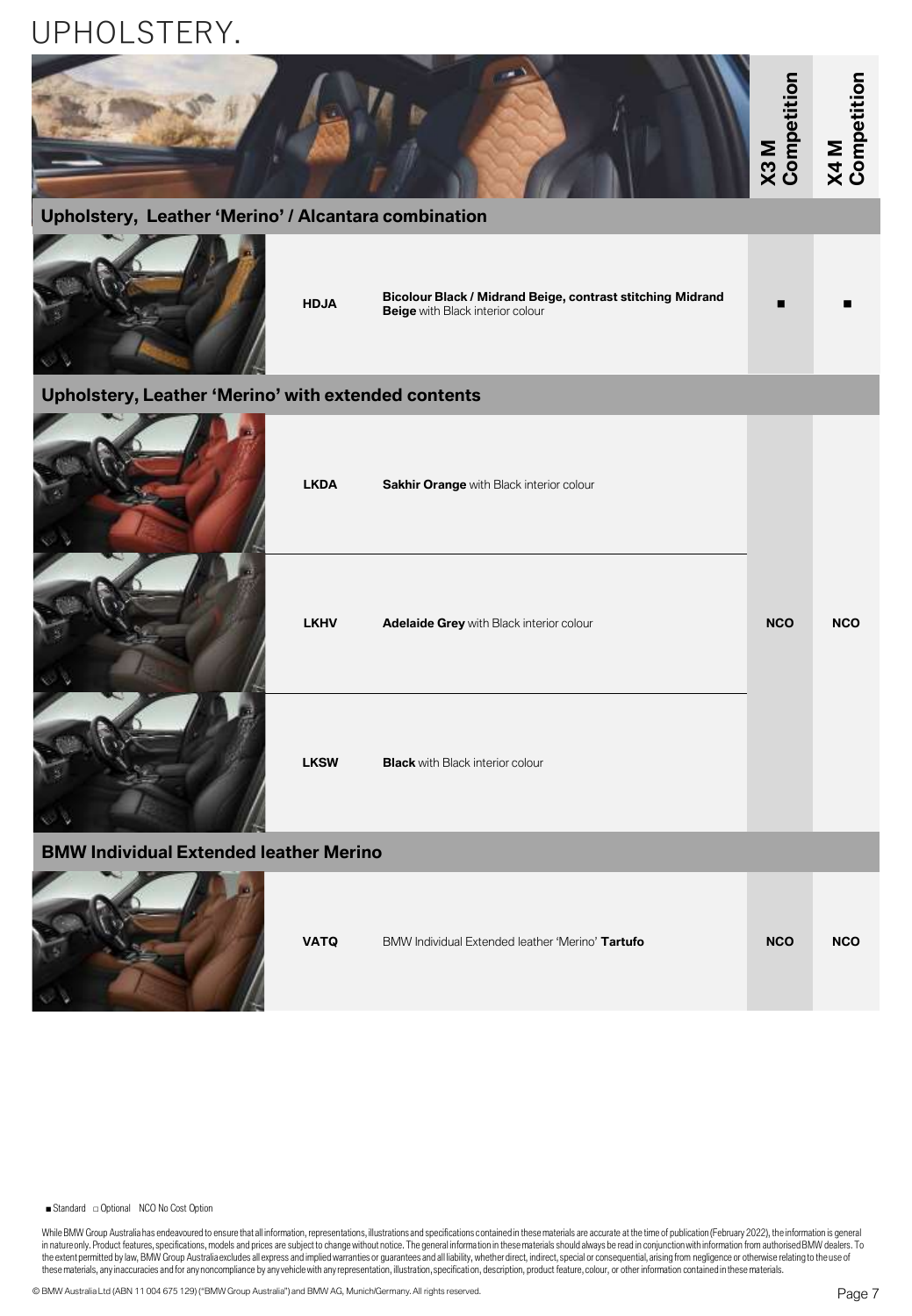# UPHOLSTERY.

| Code | Description | X3 M Competition | X4 M Competition |
|---|---|---|---|
| **Upholstery, Leather 'Merino' / Alcantara combination** | | | |
| HDJA | **Bicolour Black / Midrand Beige, contrast stitching Midrand Beige** with Black interior colour | ■ | ■ |
| **Upholstery, Leather 'Merino' with extended contents** | | | |
| LKDA | **Sakhir Orange** with Black interior colour | NCO | NCO |
| LKHV | **Adelaide Grey** with Black interior colour | NCO | NCO |
| LKSW | **Black** with Black interior colour | NCO | NCO |
| **BMW Individual Extended leather Merino** | | | |
| VATQ | BMW Individual Extended leather 'Merino' **Tartufo** | NCO | NCO |

■ Standard □ Optional NCO No Cost Option

While BMW Group Australia has endeavoured to ensure that all information, representations, illustrations and specifications contained in these materials are accurate at the time of publication (February 2022), the information is general in nature only. Product features, specifications, models and prices are subject to change without notice. The general information in these materials should always be read in conjunction with information from authorised BMW dealers. To the extent permitted by law, BMW Group Australia excludes all express and implied warranties or guarantees and all liability, whether direct, indirect, special or consequential, arising from negligence or otherwise relating to the use of these materials, any inaccuracies and for any noncompliance by any vehicle with any representation, illustration, specification, description, product feature, colour, or other information contained in these materials.

© BMW Australia Ltd (ABN 11 004 675 129) ("BMW Group Australia") and BMW AG, Munich/Germany. All rights reserved.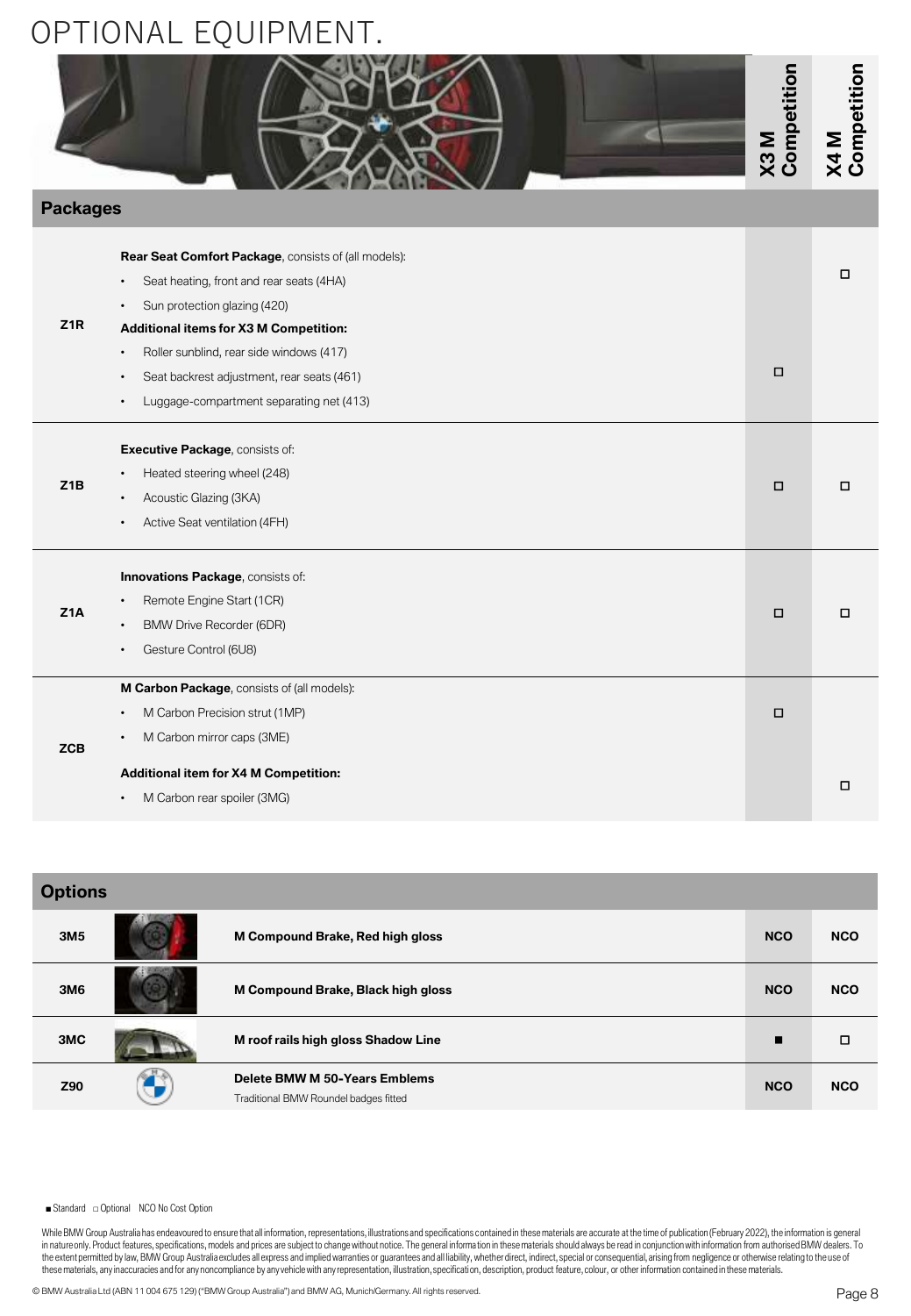# OPTIONAL EQUIPMENT.

| | | X3 M Competition | X4 M Competition |
|---|---|---|---|
| **Packages** | | | |
| Z1R | **Rear Seat Comfort Package**, consists of (all models):<br>• Seat heating, front and rear seats (4HA)<br>• Sun protection glazing (420)<br>**Additional items for X3 M Competition:**<br>• Roller sunblind, rear side windows (417)<br>• Seat backrest adjustment, rear seats (461)<br>• Luggage-compartment separating net (413) | □ | □ |
| Z1B | **Executive Package**, consists of:<br>• Heated steering wheel (248)<br>• Acoustic Glazing (3KA)<br>• Active Seat ventilation (4FH) | □ | □ |
| Z1A | **Innovations Package**, consists of:<br>• Remote Engine Start (1CR)<br>• BMW Drive Recorder (6DR)<br>• Gesture Control (6U8) | □ | □ |
| ZCB | **M Carbon Package**, consists of (all models):<br>• M Carbon Precision strut (1MP)<br>• M Carbon mirror caps (3ME)<br>**Additional item for X4 M Competition:**<br>• M Carbon rear spoiler (3MG) | □ | □ |

| **Options** | | X3 M Competition | X4 M Competition |
|---|---|---|---|
| 3M5 | **M Compound Brake, Red high gloss** | NCO | NCO |
| 3M6 | **M Compound Brake, Black high gloss** | NCO | NCO |
| 3MC | **M roof rails high gloss Shadow Line** | ■ | □ |
| Z90 | **Delete BMW M 50-Years Emblems**<br>Traditional BMW Roundel badges fitted | NCO | NCO |

■ Standard □ Optional NCO No Cost Option

While BMW Group Australia has endeavoured to ensure that all information, representations, illustrations and specifications contained in these materials are accurate at the time of publication (February 2022), the information is general in nature only. Product features, specifications, models and prices are subject to change without notice. The general information in these materials should always be read in conjunction with information from authorised BMW dealers. To the extent permitted by law, BMW Group Australia excludes all express and implied warranties or guarantees and all liability, whether direct, indirect, special or consequential, arising from negligence or otherwise relating to the use of these materials, any inaccuracies and for any noncompliance by any vehicle with any representation, illustration, specification, description, product feature, colour, or other information contained in these materials.

© BMW Australia Ltd (ABN 11 004 675 129) ("BMW Group Australia") and BMW AG, Munich/Germany. All rights reserved.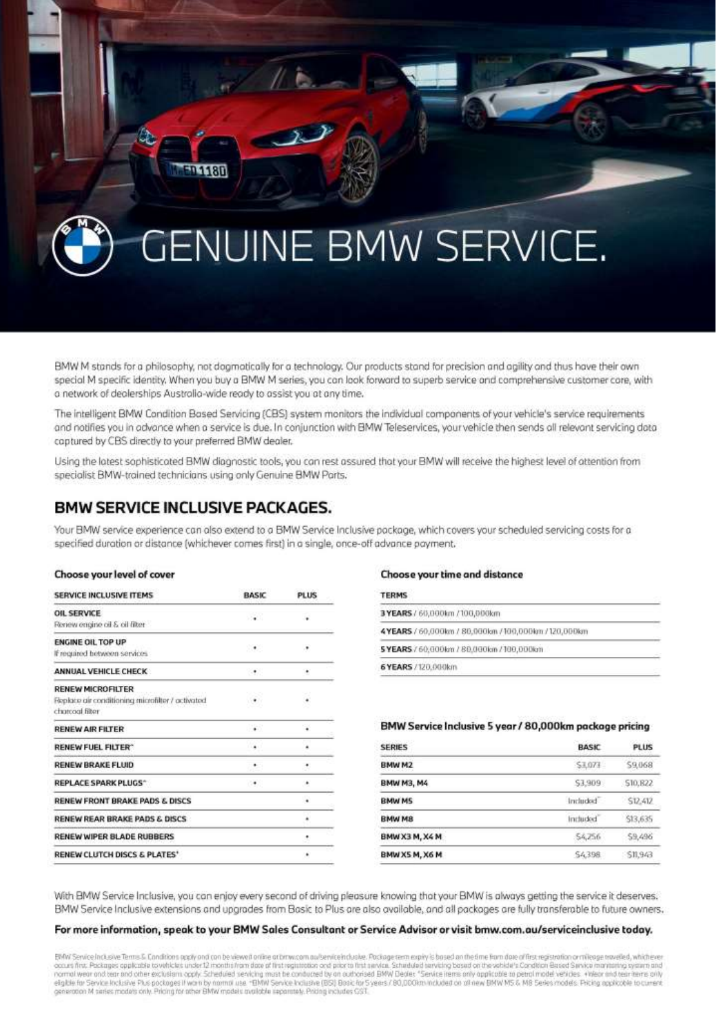# GENUINE BMW SERVICE.

BMW M stands for a philosophy, not dogmatically for a technology. Our products stand for precision and agility and thus have their own special M specific identity. When you buy a BMW M series, you can look forward to superb service and comprehensive customer care, with a network of dealerships Australia-wide ready to assist you at any time.

The intelligent BMW Condition Based Servicing (CBS) system monitors the individual components of your vehicle's service requirements and notifies you in advance when a service is due. In conjunction with BMW Teleservices, your vehicle then sends all relevant servicing data captured by CBS directly to your preferred BMW dealer.

Using the latest sophisticated BMW diagnostic tools, you can rest assured that your BMW will receive the highest level of attention from specialist BMW-trained technicians using only Genuine BMW Parts.

## BMW SERVICE INCLUSIVE PACKAGES.

Your BMW service experience can also extend to a BMW Service Inclusive package, which covers your scheduled servicing costs for a specified duration or distance (whichever comes first) in a single, once-off advance payment.

### Choose your level of cover

| SERVICE INCLUSIVE ITEMS | BASIC | PLUS |
|---|---|---|
| **OIL SERVICE** Renew engine oil & oil filter | • | • |
| **ENGINE OIL TOP UP** If required between services | • | • |
| **ANNUAL VEHICLE CHECK** | • | • |
| **RENEW MICROFILTER** Replace air conditioning microfilter / activated charcoal filter | • | • |
| **RENEW AIR FILTER** | • | • |
| **RENEW FUEL FILTER*** | • | • |
| **RENEW BRAKE FLUID** | • | • |
| **REPLACE SPARK PLUGS*** | • | • |
| **RENEW FRONT BRAKE PADS & DISCS** | | • |
| **RENEW REAR BRAKE PADS & DISCS** | | • |
| **RENEW WIPER BLADE RUBBERS** | | • |
| **RENEW CLUTCH DISCS & PLATES+** | | • |

### Choose your time and distance

| TERMS |
|---|
| **3 YEARS** / 60,000km / 100,000km |
| **4 YEARS** / 60,000km / 80,000km / 100,000km / 120,000km |
| **5 YEARS** / 60,000km / 80,000km / 100,000km |
| **6 YEARS** / 120,000km |

### BMW Service Inclusive 5 year / 80,000km package pricing

| SERIES | BASIC | PLUS |
|---|---|---|
| **BMW M2** | $3,073 | $9,068 |
| **BMW M3, M4** | $3,909 | $10,822 |
| **BMW M5** | Included^ | $12,412 |
| **BMW M8** | Included^ | $13,635 |
| **BMW X3 M, X4 M** | $4,256 | $9,496 |
| **BMW X5 M, X6 M** | $4,398 | $11,943 |

With BMW Service Inclusive, you can enjoy every second of driving pleasure knowing that your BMW is always getting the service it deserves. BMW Service Inclusive extensions and upgrades from Basic to Plus are also available, and all packages are fully transferable to future owners.

**For more information, speak to your BMW Sales Consultant or Service Advisor or visit bmw.com.au/serviceinclusive today.**

BMW Service Inclusive Terms & Conditions apply and can be viewed online at bmw.com.au/serviceinclusive. Package term expiry is based on the time from date of first registration or mileage travelled, whichever occurs first. Packages applicable to vehicles under 12 months from date of first registration and prior to first service. Scheduled servicing based on the vehicle's Condition Based Service monitoring system and normal wear and tear and other exclusions apply. Scheduled servicing must be conducted by an authorised BMW Dealer. *Service items only applicable to petrol model vehicles. +Wear and tear items only eligible for Service Inclusive Plus packages if worn by normal use. ^BMW Service Inclusive (BSI) Basic for 5 years / 80,000km included on all new BMW M5 & M8 Series models. Pricing applicable to current generation M series models only. Pricing for other BMW models available separately. Pricing includes GST.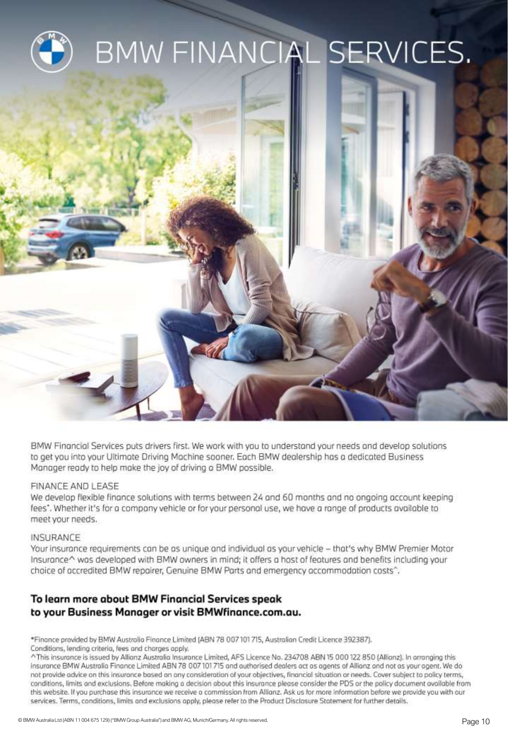# BMW FINANCIAL SERVICES.

BMW Financial Services puts drivers first. We work with you to understand your needs and develop solutions to get you into your Ultimate Driving Machine sooner. Each BMW dealership has a dedicated Business Manager ready to help make the joy of driving a BMW possible.

## FINANCE AND LEASE

We develop flexible finance solutions with terms between 24 and 60 months and no ongoing account keeping fees*. Whether it's for a company vehicle or for your personal use, we have a range of products available to meet your needs.

## INSURANCE

Your insurance requirements can be as unique and individual as your vehicle – that's why BMW Premier Motor Insurance^ was developed with BMW owners in mind; it offers a host of features and benefits including your choice of accredited BMW repairer, Genuine BMW Parts and emergency accommodation costs^.

**To learn more about BMW Financial Services speak to your Business Manager or visit BMWfinance.com.au.**

*Finance provided by BMW Australia Finance Limited (ABN 78 007 101 715, Australian Credit Licence 392387). Conditions, lending criteria, fees and charges apply.

^This insurance is issued by Allianz Australia Insurance Limited, AFS Licence No. 234708 ABN 15 000 122 850 (Allianz). In arranging this insurance BMW Australia Finance Limited ABN 78 007 101 715 and authorised dealers act as agents of Allianz and not as your agent. We do not provide advice on this insurance based on any consideration of your objectives, financial situation or needs. Cover subject to policy terms, conditions, limits and exclusions. Before making a decision about this insurance please consider the PDS or the policy document available from this website. If you purchase this insurance we receive a commission from Allianz. Ask us for more information before we provide you with our services. Terms, conditions, limits and exclusions apply, please refer to the Product Disclosure Statement for further details.

© BMW Australia Ltd (ABN 11 004 675 129) ("BMW Group Australia") and BMW AG, Munich/Germany. All rights reserved.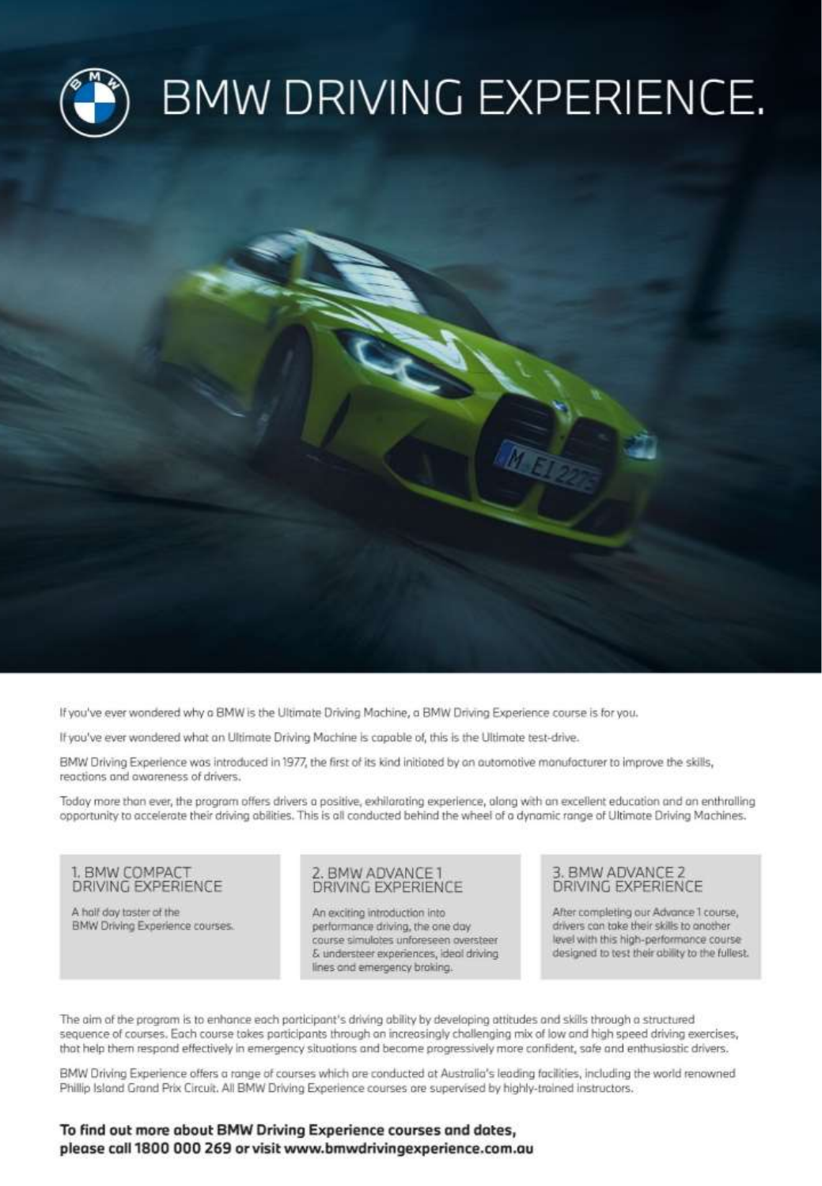# BMW DRIVING EXPERIENCE.

If you've ever wondered why a BMW is the Ultimate Driving Machine, a BMW Driving Experience course is for you.

If you've ever wondered what an Ultimate Driving Machine is capable of, this is the Ultimate test-drive.

BMW Driving Experience was introduced in 1977, the first of its kind initiated by an automotive manufacturer to improve the skills, reactions and awareness of drivers.

Today more than ever, the program offers drivers a positive, exhilarating experience, along with an excellent education and an enthralling opportunity to accelerate their driving abilities. This is all conducted behind the wheel of a dynamic range of Ultimate Driving Machines.

### 1. BMW COMPACT DRIVING EXPERIENCE

A half day taster of the BMW Driving Experience courses.

### 2. BMW ADVANCE 1 DRIVING EXPERIENCE

An exciting introduction into performance driving, the one day course simulates unforeseen oversteer & understeer experiences, ideal driving lines and emergency braking.

### 3. BMW ADVANCE 2 DRIVING EXPERIENCE

After completing our Advance 1 course, drivers can take their skills to another level with this high-performance course designed to test their ability to the fullest.

The aim of the program is to enhance each participant's driving ability by developing attitudes and skills through a structured sequence of courses. Each course takes participants through an increasingly challenging mix of low and high speed driving exercises, that help them respond effectively in emergency situations and become progressively more confident, safe and enthusiastic drivers.

BMW Driving Experience offers a range of courses which are conducted at Australia's leading facilities, including the world renowned Phillip Island Grand Prix Circuit. All BMW Driving Experience courses are supervised by highly-trained instructors.

**To find out more about BMW Driving Experience courses and dates, please call 1800 000 269 or visit www.bmwdrivingexperience.com.au**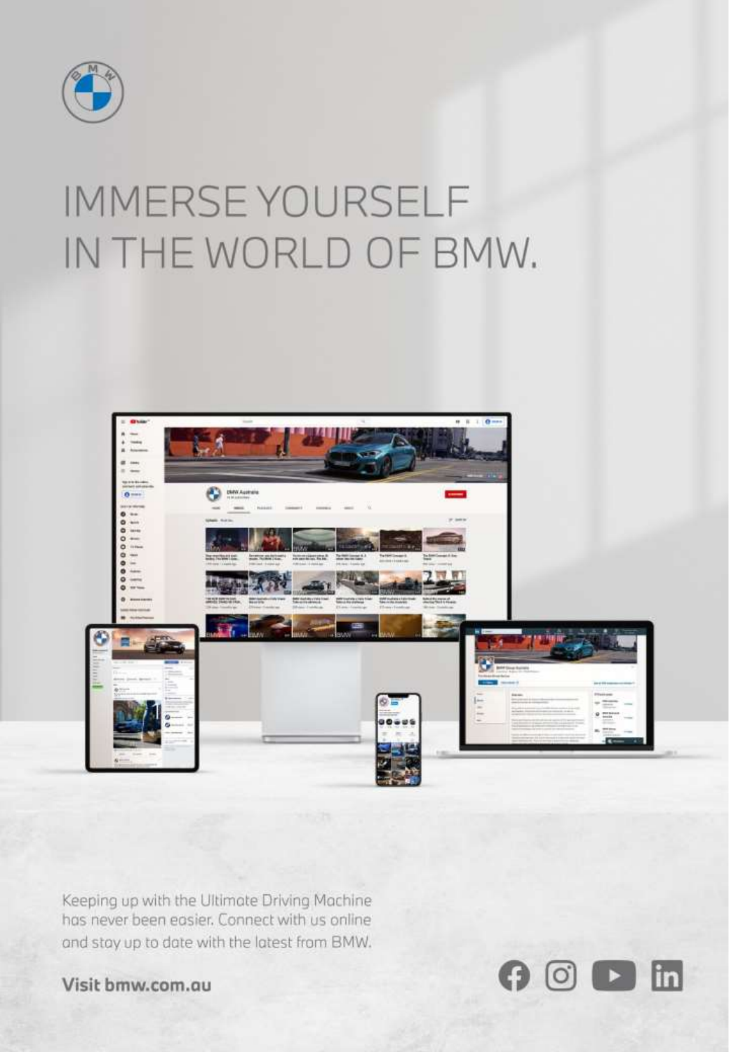# IMMERSE YOURSELF IN THE WORLD OF BMW.

Keeping up with the Ultimate Driving Machine has never been easier. Connect with us online and stay up to date with the latest from BMW.

**Visit bmw.com.au**